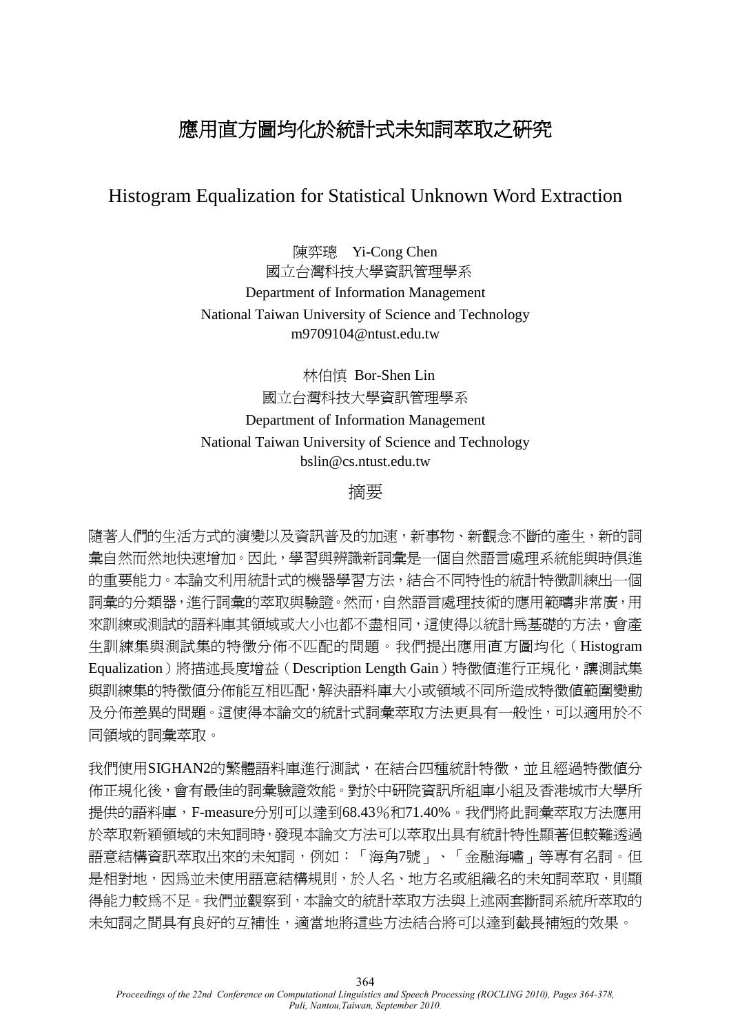# 應用直方圖均化於統計式未知詞萃取之研究

# Histogram Equalization for Statistical Unknown Word Extraction

陳弈璁 Yi-Cong Chen
國立台灣科技大學資訊管理學系
Department of Information Management
National Taiwan University of Science and Technology
m9709104@ntust.edu.tw

林伯慎 Bor-Shen Lin
國立台灣科技大學資訊管理學系
Department of Information Management
National Taiwan University of Science and Technology
bslin@cs.ntust.edu.tw

## 摘要

隨著人們的生活方式的演變以及資訊普及的加速，新事物、新觀念不斷的產生，新的詞彙自然而然地快速增加。因此，學習與辨識新詞彙是一個自然語言處理系統能與時俱進的重要能力。本論文利用統計式的機器學習方法，結合不同特性的統計特徵訓練出一個詞彙的分類器，進行詞彙的萃取與驗證。然而，自然語言處理技術的應用範疇非常廣，用來訓練或測試的語料庫其領域或大小也都不盡相同，這使得以統計為基礎的方法，會產生訓練集與測試集的特徵分佈不匹配的問題。我們提出應用直方圖均化（Histogram Equalization）將描述長度增益（Description Length Gain）特徵值進行正規化，讓測試集與訓練集的特徵值分佈能互相匹配，解決語料庫大小或領域不同所造成特徵值範圍變動及分佈差異的問題。這使得本論文的統計式詞彙萃取方法更具有一般性，可以適用於不同領域的詞彙萃取。

我們使用SIGHAN2的繁體語料庫進行測試，在結合四種統計特徵，並且經過特徵值分佈正規化後，會有最佳的詞彙驗證效能。對於中研院資訊所組庫小組及香港城市大學所提供的語料庫，F-measure分別可以達到68.43%和71.40%。我們將此詞彙萃取方法應用於萃取新穎領域的未知詞時，發現本論文方法可以萃取出具有統計特性顯著但較難透過語意結構資訊萃取出來的未知詞，例如：「海角7號」、「金融海嘯」等專有名詞。但是相對地，因為並未使用語意結構規則，於人名、地方名或組織名的未知詞萃取，則顯得能力較為不足。我們並觀察到，本論文的統計萃取方法與上述兩套斷詞系統所萃取的未知詞之間具有良好的互補性，適當地將這些方法結合將可以達到截長補短的效果。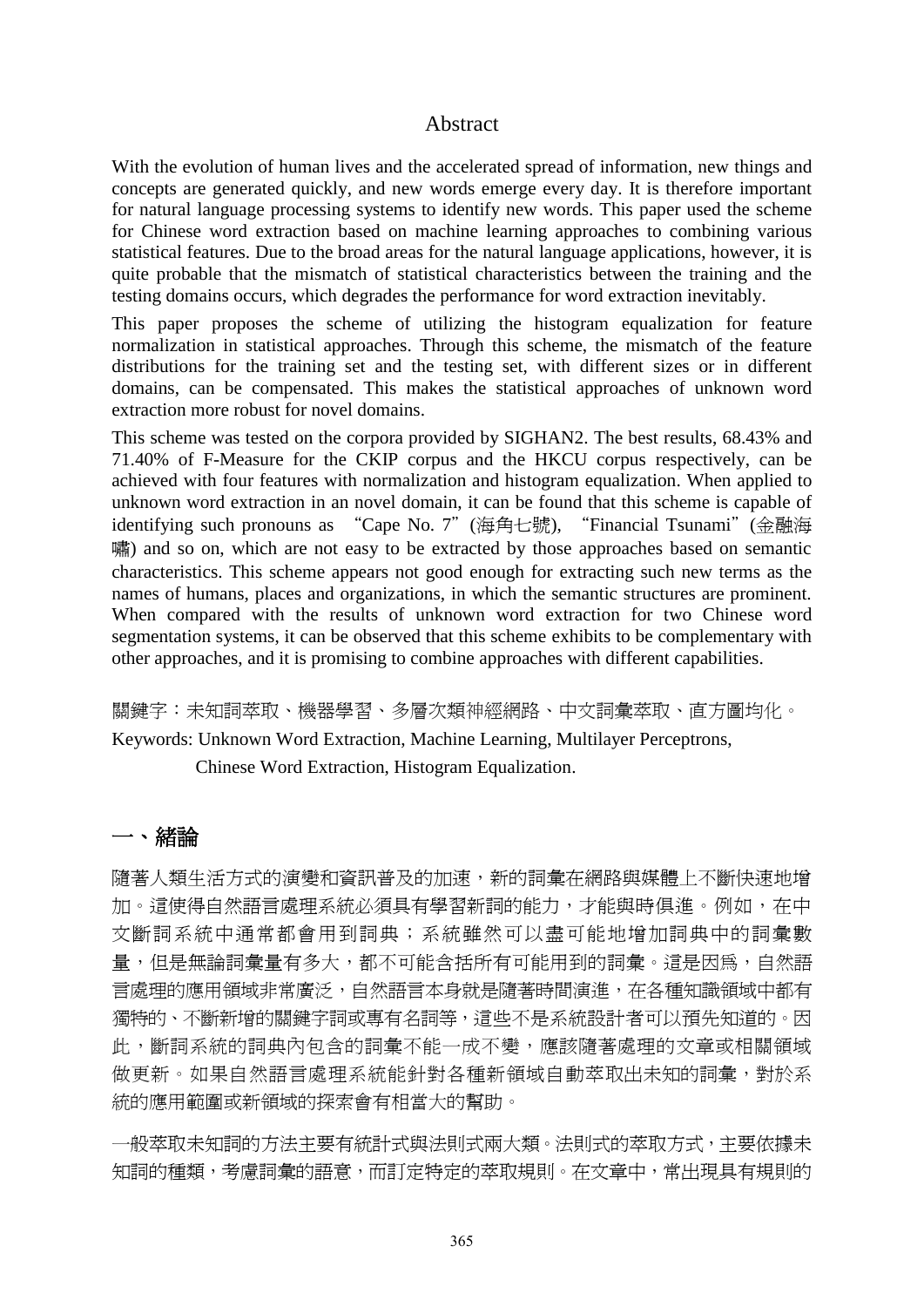## Abstract

With the evolution of human lives and the accelerated spread of information, new things and concepts are generated quickly, and new words emerge every day. It is therefore important for natural language processing systems to identify new words. This paper used the scheme for Chinese word extraction based on machine learning approaches to combining various statistical features. Due to the broad areas for the natural language applications, however, it is quite probable that the mismatch of statistical characteristics between the training and the testing domains occurs, which degrades the performance for word extraction inevitably.

This paper proposes the scheme of utilizing the histogram equalization for feature normalization in statistical approaches. Through this scheme, the mismatch of the feature distributions for the training set and the testing set, with different sizes or in different domains, can be compensated. This makes the statistical approaches of unknown word extraction more robust for novel domains.

This scheme was tested on the corpora provided by SIGHAN2. The best results, 68.43% and 71.40% of F-Measure for the CKIP corpus and the HKCU corpus respectively, can be achieved with four features with normalization and histogram equalization. When applied to unknown word extraction in an novel domain, it can be found that this scheme is capable of identifying such pronouns as "Cape No. 7"(海角七號), "Financial Tsunami"(金融海嘯) and so on, which are not easy to be extracted by those approaches based on semantic characteristics. This scheme appears not good enough for extracting such new terms as the names of humans, places and organizations, in which the semantic structures are prominent. When compared with the results of unknown word extraction for two Chinese word segmentation systems, it can be observed that this scheme exhibits to be complementary with other approaches, and it is promising to combine approaches with different capabilities.

關鍵字：未知詞萃取、機器學習、多層次類神經網路、中文詞彙萃取、直方圖均化。

Keywords: Unknown Word Extraction, Machine Learning, Multilayer Perceptrons, Chinese Word Extraction, Histogram Equalization.

## 一、緒論

隨著人類生活方式的演變和資訊普及的加速，新的詞彙在網路與媒體上不斷快速地增加。這使得自然語言處理系統必須具有學習新詞的能力，才能與時俱進。例如，在中文斷詞系統中通常都會用到詞典；系統雖然可以盡可能地增加詞典中的詞彙數量，但是無論詞彙量有多大，都不可能含括所有可能用到的詞彙。這是因為，自然語言處理的應用領域非常廣泛，自然語言本身就是隨著時間演進，在各種知識領域中都有獨特的、不斷新增的關鍵字詞或專有名詞等，這些不是系統設計者可以預先知道的。因此，斷詞系統的詞典內包含的詞彙不能一成不變，應該隨著處理的文章或相關領域做更新。如果自然語言處理系統能針對各種新領域自動萃取出未知的詞彙，對於系統的應用範圍或新領域的探索會有相當大的幫助。

一般萃取未知詞的方法主要有統計式與法則式兩大類。法則式的萃取方式，主要依據未知詞的種類，考慮詞彙的語意，而訂定特定的萃取規則。在文章中，常出現具有規則的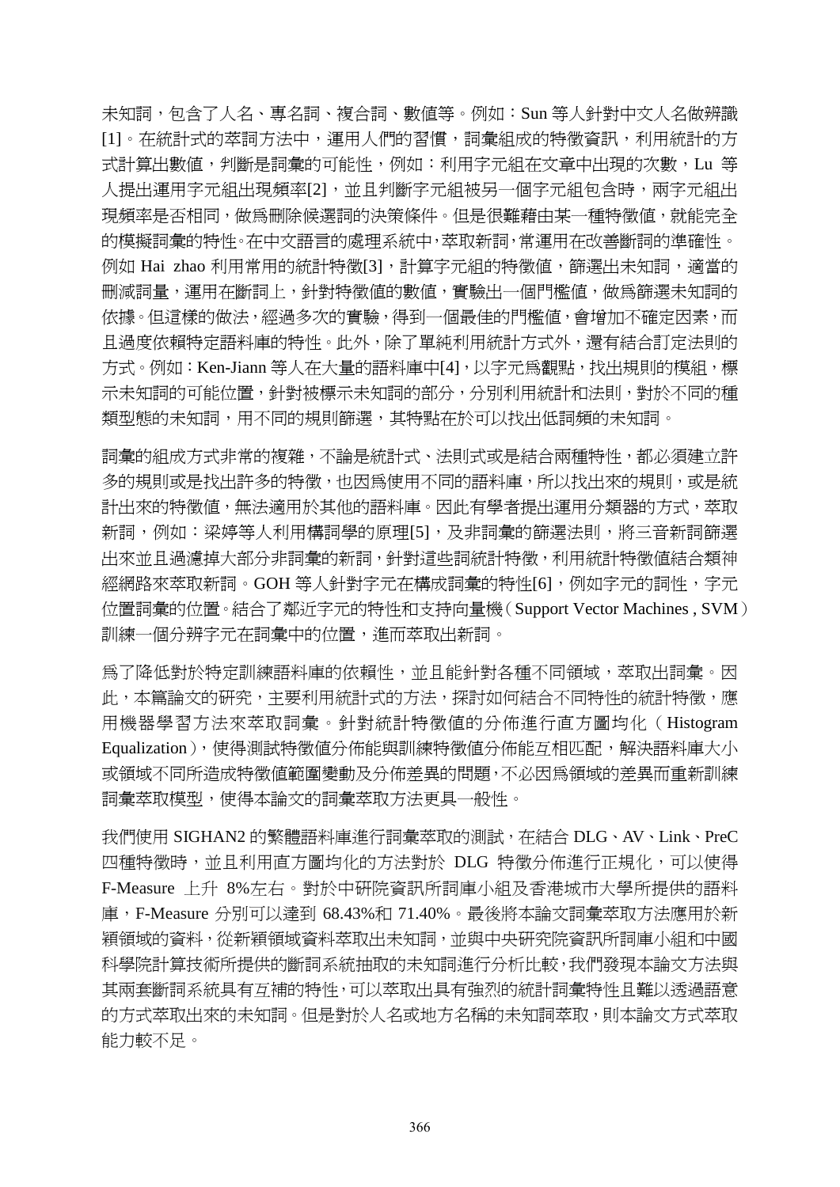未知詞，包含了人名、專名詞、複合詞、數值等。例如：Sun 等人針對中文人名做辨識[1]。在統計式的萃詞方法中，運用人們的習慣，詞彙組成的特徵資訊，利用統計的方式計算出數值，判斷是詞彙的可能性，例如：利用字元組在文章中出現的次數，Lu 等人提出運用字元組出現頻率[2]，並且判斷字元組被另一個字元組包含時，兩字元組出現頻率是否相同，做爲刪除候選詞的決策條件。但是很難藉由某一種特徵值，就能完全的模擬詞彙的特性。在中文語言的處理系統中，萃取新詞，常運用在改善斷詞的準確性。例如 Hai zhao 利用常用的統計特徵[3]，計算字元組的特徵值，篩選出未知詞，適當的刪減詞量，運用在斷詞上，針對特徵值的數值，實驗出一個門檻值，做爲篩選未知詞的依據。但這樣的做法，經過多次的實驗，得到一個最佳的門檻值，會增加不確定因素，而且過度依賴特定語料庫的特性。此外，除了單純利用統計方式外，還有結合訂定法則的方式。例如：Ken-Jiann 等人在大量的語料庫中[4]，以字元爲觀點，找出規則的模組，標示未知詞的可能位置，針對被標示未知詞的部分，分別利用統計和法則，對於不同的種類型態的未知詞，用不同的規則篩選，其特點在於可以找出低詞頻的未知詞。

詞彙的組成方式非常的複雜，不論是統計式、法則式或是結合兩種特性，都必須建立許多的規則或是找出許多的特徵，也因爲使用不同的語料庫，所以找出來的規則，或是統計出來的特徵值，無法適用於其他的語料庫。因此有學者提出運用分類器的方式，萃取新詞，例如：梁婷等人利用構詞學的原理[5]，及非詞彙的篩選法則，將三音新詞篩選出來並且過濾掉大部分非詞彙的新詞，針對這些詞統計特徵，利用統計特徵值結合類神經網路來萃取新詞。GOH 等人針對字元在構成詞彙的特性[6]，例如字元的詞性，字元位置詞彙的位置。結合了鄰近字元的特性和支持向量機（Support Vector Machines , SVM）訓練一個分辨字元在詞彙中的位置，進而萃取出新詞。

爲了降低對於特定訓練語料庫的依賴性，並且能針對各種不同領域，萃取出詞彙。因此，本篇論文的研究，主要利用統計式的方法，探討如何結合不同特性的統計特徵，應用機器學習方法來萃取詞彙。針對統計特徵值的分佈進行直方圖均化（Histogram Equalization），使得測試特徵值分佈能與訓練特徵值分佈能互相匹配，解決語料庫大小或領域不同所造成特徵值範圍變動及分佈差異的問題，不必因爲領域的差異而重新訓練詞彙萃取模型，使得本論文的詞彙萃取方法更具一般性。

我們使用 SIGHAN2 的繁體語料庫進行詞彙萃取的測試，在結合 DLG、AV、Link、PreC 四種特徵時，並且利用直方圖均化的方法對於 DLG 特徵分佈進行正規化，可以使得 F-Measure 上升 8%左右。對於中研院資訊所詞庫小組及香港城市大學所提供的語料庫，F-Measure 分別可以達到 68.43%和 71.40%。最後將本論文詞彙萃取方法應用於新穎領域的資料，從新穎領域資料萃取出未知詞，並與中央研究院資訊所詞庫小組和中國科學院計算技術所提供的斷詞系統抽取的未知詞進行分析比較，我們發現本論文方法與其兩套斷詞系統具有互補的特性，可以萃取出具有強烈的統計詞彙特性且難以透過語意的方式萃取出來的未知詞。但是對於人名或地方名稱的未知詞萃取，則本論文方式萃取能力較不足。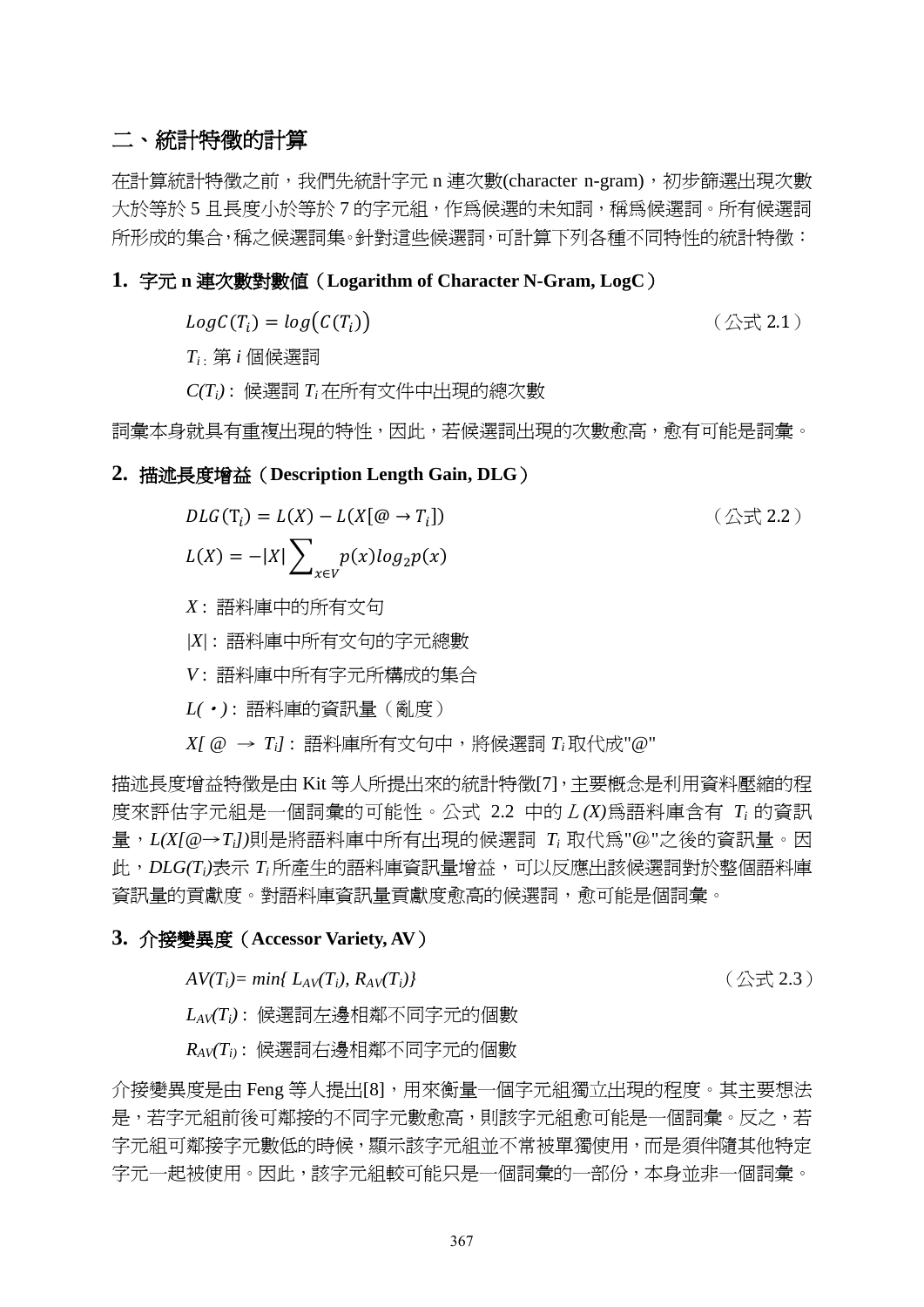## 二、統計特徵的計算

在計算統計特徵之前，我們先統計字元 n 連次數(character n-gram)，初步篩選出現次數大於等於 5 且長度小於等於 7 的字元組，作爲候選的未知詞，稱爲候選詞。所有候選詞所形成的集合，稱之候選詞集。針對這些候選詞，可計算下列各種不同特性的統計特徵：

### 1. 字元 n 連次數對數值（Logarithm of Character N-Gram, LogC）

$$LogC(T_i) = log\big(C(T_i)\big) \qquad \text{（公式 2.1）}$$

$T_i$：第 $i$ 個候選詞

$C(T_i)$：候選詞 $T_i$ 在所有文件中出現的總次數

詞彙本身就具有重複出現的特性，因此，若候選詞出現的次數愈高，愈有可能是詞彙。

### 2. 描述長度增益（Description Length Gain, DLG）

$$DLG(T_i) = L(X) - L(X[@ \rightarrow T_i]) \qquad \text{（公式 2.2）}$$

$$L(X) = -|X| \sum_{x \in V} p(x) log_2 p(x)$$

$X$：語料庫中的所有文句

$|X|$：語料庫中所有文句的字元總數

$V$：語料庫中所有字元所構成的集合

$L(\cdot)$：語料庫的資訊量（亂度）

$X[@ \rightarrow T_i]$：語料庫所有文句中，將候選詞 $T_i$ 取代成"@"

描述長度增益特徵是由 Kit 等人所提出來的統計特徵[7]，主要概念是利用資料壓縮的程度來評估字元組是一個詞彙的可能性。公式 2.2 中的 $L(X)$爲語料庫含有 $T_i$ 的資訊量，$L(X[@\rightarrow T_i])$則是將語料庫中所有出現的候選詞 $T_i$ 取代爲"@"之後的資訊量。因此，$DLG(T_i)$表示 $T_i$ 所產生的語料庫資訊量增益，可以反應出該候選詞對於整個語料庫資訊量的貢獻度。對語料庫資訊量貢獻度愈高的候選詞，愈可能是個詞彙。

### 3. 介接變異度（Accessor Variety, AV）

$$AV(T_i)= min\{ L_{AV}(T_i), R_{AV}(T_i)\} \qquad \text{（公式 2.3）}$$

$L_{AV}(T_i)$：候選詞左邊相鄰不同字元的個數

$R_{AV}(T_i)$：候選詞右邊相鄰不同字元的個數

介接變異度是由 Feng 等人提出[8]，用來衡量一個字元組獨立出現的程度。其主要想法是，若字元組前後可鄰接的不同字元數愈高，則該字元組愈可能是一個詞彙。反之，若字元組可鄰接字元數低的時候，顯示該字元組並不常被單獨使用，而是須伴隨其他特定字元一起被使用。因此，該字元組較可能只是一個詞彙的一部份，本身並非一個詞彙。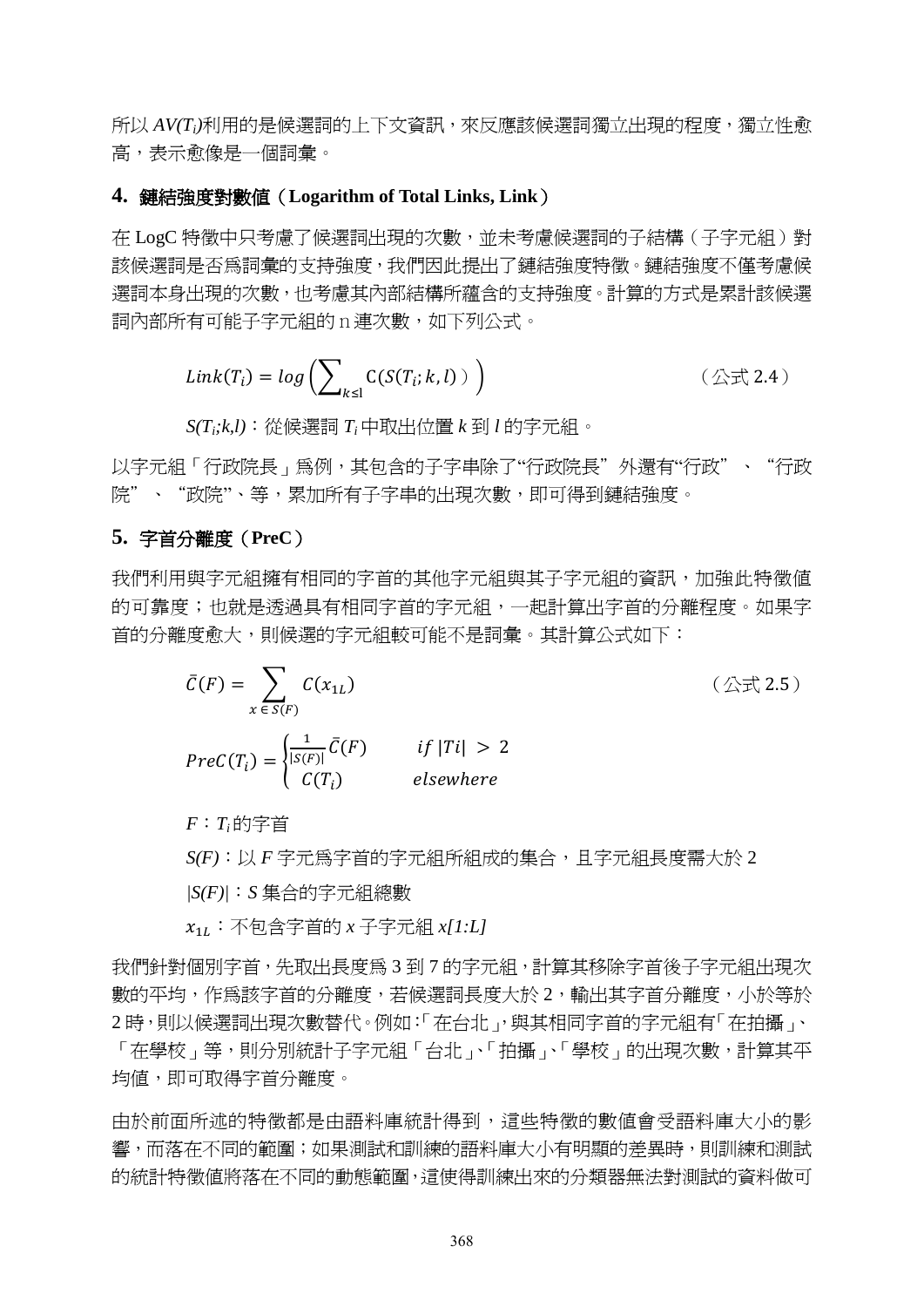所以 $AV(T_i)$利用的是候選詞的上下文資訊，來反應該候選詞獨立出現的程度，獨立性愈高，表示愈像是一個詞彙。

### 4. 鏈結強度對數值（Logarithm of Total Links, Link）

在 LogC 特徵中只考慮了候選詞出現的次數，並未考慮候選詞的子結構（子字元組）對該候選詞是否爲詞彙的支持強度，我們因此提出了鏈結強度特徵。鏈結強度不僅考慮候選詞本身出現的次數，也考慮其內部結構所蘊含的支持強度。計算的方式是累計該候選詞內部所有可能子字元組的 n 連次數，如下列公式。

$$Link(T_i) = log\left(\sum\nolimits_{k\leq l} C(S(T_i;k,l))\right) \qquad \text{（公式 2.4）}$$

$S(T_i;k,l)$：從候選詞 $T_i$ 中取出位置 $k$ 到 $l$ 的字元組。

以字元組「行政院長」爲例，其包含的子字串除了"行政院長"外還有"行政"、"行政院"、"政院"、等，累加所有子字串的出現次數，即可得到鏈結強度。

### 5. 字首分離度（PreC）

我們利用與字元組擁有相同的字首的其他字元組與其子字元組的資訊，加強此特徵值的可靠度；也就是透過具有相同字首的字元組，一起計算出字首的分離程度。如果字首的分離度愈大，則候選的字元組較可能不是詞彙。其計算公式如下：

$$\bar{C}(F) = \sum_{x \in S(F)} C(x_{1L}) \qquad \text{（公式 2.5）}$$

$$PreC(T_i) = \begin{cases} \frac{1}{|S(F)|}\bar{C}(F) & if\ |Ti| > 2 \\ C(T_i) & elsewhere \end{cases}$$

$F$：$T_i$ 的字首

$S(F)$：以 $F$ 字元爲字首的字元組所組成的集合，且字元組長度需大於 2

$|S(F)|$：$S$ 集合的字元組總數

$x_{1L}$：不包含字首的 $x$ 子字元組 $x[1:L]$

我們針對個別字首，先取出長度爲 3 到 7 的字元組，計算其移除字首後子字元組出現次數的平均，作爲該字首的分離度，若候選詞長度大於 2，輸出其字首分離度，小於等於 2 時，則以候選詞出現次數替代。例如：「在台北」，與其相同字首的字元組有「在拍攝」、「在學校」等，則分別統計子字元組「台北」、「拍攝」、「學校」的出現次數，計算其平均值，即可取得字首分離度。

由於前面所述的特徵都是由語料庫統計得到，這些特徵的數值會受語料庫大小的影響，而落在不同的範圍；如果測試和訓練的語料庫大小有明顯的差異時，則訓練和測試的統計特徵值將落在不同的動態範圍，這使得訓練出來的分類器無法對測試的資料做可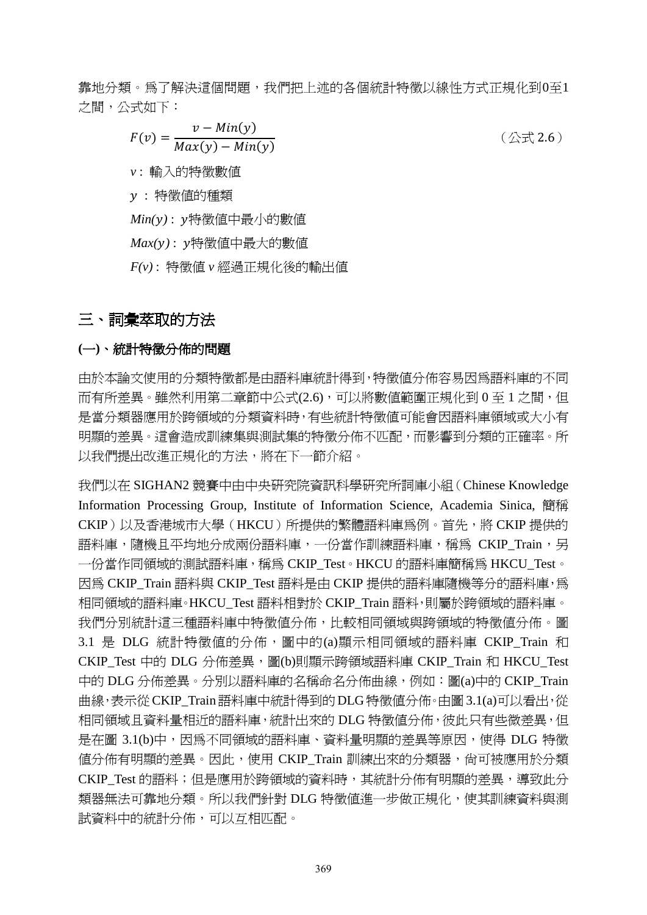靠地分類。爲了解決這個問題，我們把上述的各個統計特徵以線性方式正規化到0至1之間，公式如下：

$$F(v) = \frac{v - Min(y)}{Max(y) - Min(y)} \qquad \text{（公式 2.6）}$$

*v*： 輸入的特徵數值

*y* ： 特徵值的種類

*Min(y)*： *y*特徵值中最小的數值

*Max(y)*： *y*特徵值中最大的數值

*F(v)*： 特徵值 *v* 經過正規化後的輸出值

## 三、詞彙萃取的方法

### (一)、統計特徵分佈的問題

由於本論文使用的分類特徵都是由語料庫統計得到，特徵值分佈容易因爲語料庫的不同而有所差異。雖然利用第二章節中公式(2.6)，可以將數值範圍正規化到 0 至 1 之間，但是當分類器應用於跨領域的分類資料時，有些統計特徵值可能會因語料庫領域或大小有明顯的差異。這會造成訓練集與測試集的特徵分佈不匹配，而影響到分類的正確率。所以我們提出改進正規化的方法，將在下一節介紹。

我們以在 SIGHAN2 競賽中由中央研究院資訊科學研究所詞庫小組（Chinese Knowledge Information Processing Group, Institute of Information Science, Academia Sinica, 簡稱 CKIP）以及香港城市大學（HKCU）所提供的繁體語料庫爲例。首先，將 CKIP 提供的語料庫，隨機且平均地分成兩份語料庫，一份當作訓練語料庫，稱爲 CKIP_Train，另一份當作同領域的測試語料庫，稱爲 CKIP_Test。HKCU 的語料庫簡稱爲 HKCU_Test。因爲 CKIP_Train 語料與 CKIP_Test 語料是由 CKIP 提供的語料庫隨機等分的語料庫，爲相同領域的語料庫。HKCU_Test 語料相對於 CKIP_Train 語料，則屬於跨領域的語料庫。我們分別統計這三種語料庫中特徵值分佈，比較相同領域與跨領域的特徵值分佈。圖 3.1 是 DLG 統計特徵值的分佈，圖中的(a)顯示相同領域的語料庫 CKIP_Train 和 CKIP_Test 中的 DLG 分佈差異，圖(b)則顯示跨領域語料庫 CKIP_Train 和 HKCU_Test 中的 DLG 分佈差異。分別以語料庫的名稱命名分佈曲線，例如：圖(a)中的 CKIP_Train 曲線，表示從 CKIP_Train 語料庫中統計得到的 DLG 特徵值分佈。由圖 3.1(a)可以看出，從相同領域且資料量相近的語料庫，統計出來的 DLG 特徵值分佈，彼此只有些微差異，但是在圖 3.1(b)中，因爲不同領域的語料庫、資料量明顯的差異等原因，使得 DLG 特徵值分佈有明顯的差異。因此，使用 CKIP_Train 訓練出來的分類器，尚可被應用於分類 CKIP_Test 的語料；但是應用於跨領域的資料時，其統計分佈有明顯的差異，導致此分類器無法可靠地分類。所以我們針對 DLG 特徵值進一步做正規化，使其訓練資料與測試資料中的統計分佈，可以互相匹配。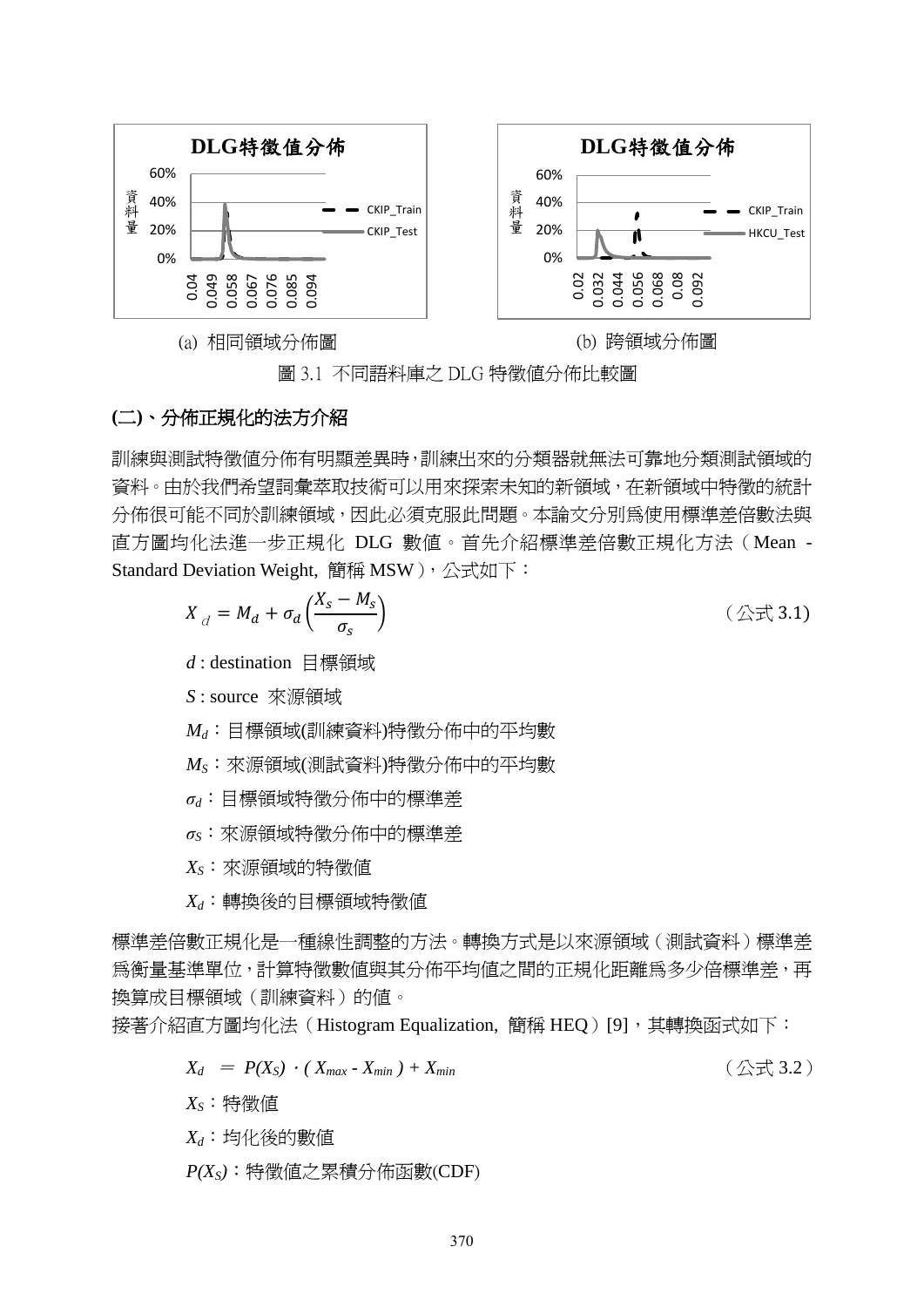(a) 相同領域分佈圖　　　　　　　　　　(b) 跨領域分佈圖

圖 3.1 不同語料庫之 DLG 特徵值分佈比較圖

### (二)、分佈正規化的法方介紹

訓練與測試特徵值分佈有明顯差異時，訓練出來的分類器就無法可靠地分類測試領域的資料。由於我們希望詞彙萃取技術可以用來探索未知的新領域，在新領域中特徵的統計分佈很可能不同於訓練領域，因此必須克服此問題。本論文分別爲使用標準差倍數法與直方圖均化法進一步正規化 DLG 數值。首先介紹標準差倍數正規化方法（Mean - Standard Deviation Weight, 簡稱 MSW），公式如下：

$$X_d = M_d + \sigma_d \left( \frac{X_s - M_s}{\sigma_s} \right) \quad \text{（公式 3.1）}$$

$d$ : destination 目標領域

$S$ : source 來源領域

$M_d$：目標領域(訓練資料)特徵分佈中的平均數

$M_S$：來源領域(測試資料)特徵分佈中的平均數

$\sigma_d$：目標領域特徵分佈中的標準差

$\sigma_S$：來源領域特徵分佈中的標準差

$X_S$：來源領域的特徵値

$X_d$：轉換後的目標領域特徵値

標準差倍數正規化是一種線性調整的方法。轉換方式是以來源領域（測試資料）標準差爲衡量基準單位，計算特徵數值與其分佈平均值之間的正規化距離爲多少倍標準差，再換算成目標領域（訓練資料）的值。

接著介紹直方圖均化法（Histogram Equalization, 簡稱 HEQ）[9]，其轉換函式如下：

$$X_d = P(X_S) \cdot (X_{max} - X_{min}) + X_{min} \quad \text{（公式 3.2）}$$

$X_S$：特徵值

$X_d$：均化後的數值

$P(X_S)$：特徵值之累積分佈函數(CDF)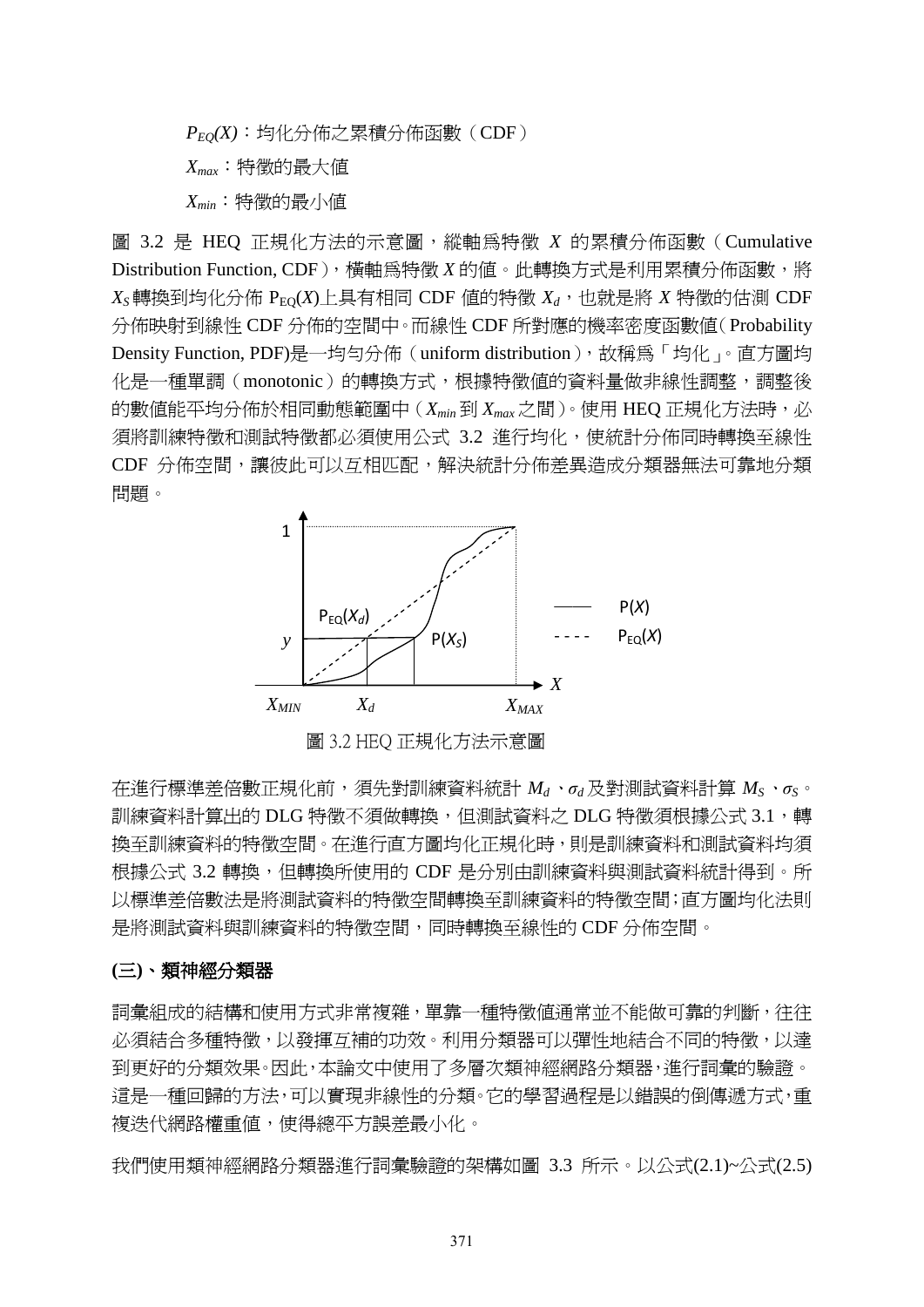$P_{EQ}(X)$：均化分佈之累積分佈函數（CDF）

$X_{max}$：特徵的最大值

$X_{min}$：特徵的最小值

圖 3.2 是 HEQ 正規化方法的示意圖，縱軸爲特徵 $X$ 的累積分佈函數（Cumulative Distribution Function, CDF），橫軸爲特徵 $X$ 的值。此轉換方式是利用累積分佈函數，將 $X_S$ 轉換到均化分佈 $P_{EQ}(X)$ 上具有相同 CDF 值的特徵 $X_d$，也就是將 $X$ 特徵的估測 CDF 分佈映射到線性 CDF 分佈的空間中。而線性 CDF 所對應的機率密度函數值（Probability Density Function, PDF)是一均勻分佈（uniform distribution），故稱爲「均化」。直方圖均化是一種單調（monotonic）的轉換方式，根據特徵值的資料量做非線性調整，調整後的數值能平均分佈於相同動態範圍中（$X_{min}$ 到 $X_{max}$ 之間）。使用 HEQ 正規化方法時，必須將訓練特徵和測試特徵都必須使用公式 3.2 進行均化，使統計分佈同時轉換至線性 CDF 分佈空間，讓彼此可以互相匹配，解決統計分佈差異造成分類器無法可靠地分類問題。

圖 3.2 HEQ 正規化方法示意圖

在進行標準差倍數正規化前，須先對訓練資料統計 $M_d$、$\sigma_d$ 及對測試資料計算 $M_S$、$\sigma_S$。訓練資料計算出的 DLG 特徵不須做轉換，但測試資料之 DLG 特徵須根據公式 3.1，轉換至訓練資料的特徵空間。在進行直方圖均化正規化時，則是訓練資料和測試資料均須根據公式 3.2 轉換，但轉換所使用的 CDF 是分別由訓練資料與測試資料統計得到。所以標準差倍數法是將測試資料的特徵空間轉換至訓練資料的特徵空間；直方圖均化法則是將測試資料與訓練資料的特徵空間，同時轉換至線性的 CDF 分佈空間。

## (三)、類神經分類器

詞彙組成的結構和使用方式非常複雜，單靠一種特徵值通常並不能做可靠的判斷，往往必須結合多種特徵，以發揮互補的功效。利用分類器可以彈性地結合不同的特徵，以達到更好的分類效果。因此，本論文中使用了多層次類神經網路分類器，進行詞彙的驗證。這是一種回歸的方法，可以實現非線性的分類。它的學習過程是以錯誤的倒傳遞方式，重複迭代網路權重值，使得總平方誤差最小化。

我們使用類神經網路分類器進行詞彙驗證的架構如圖 3.3 所示。以公式(2.1)~公式(2.5)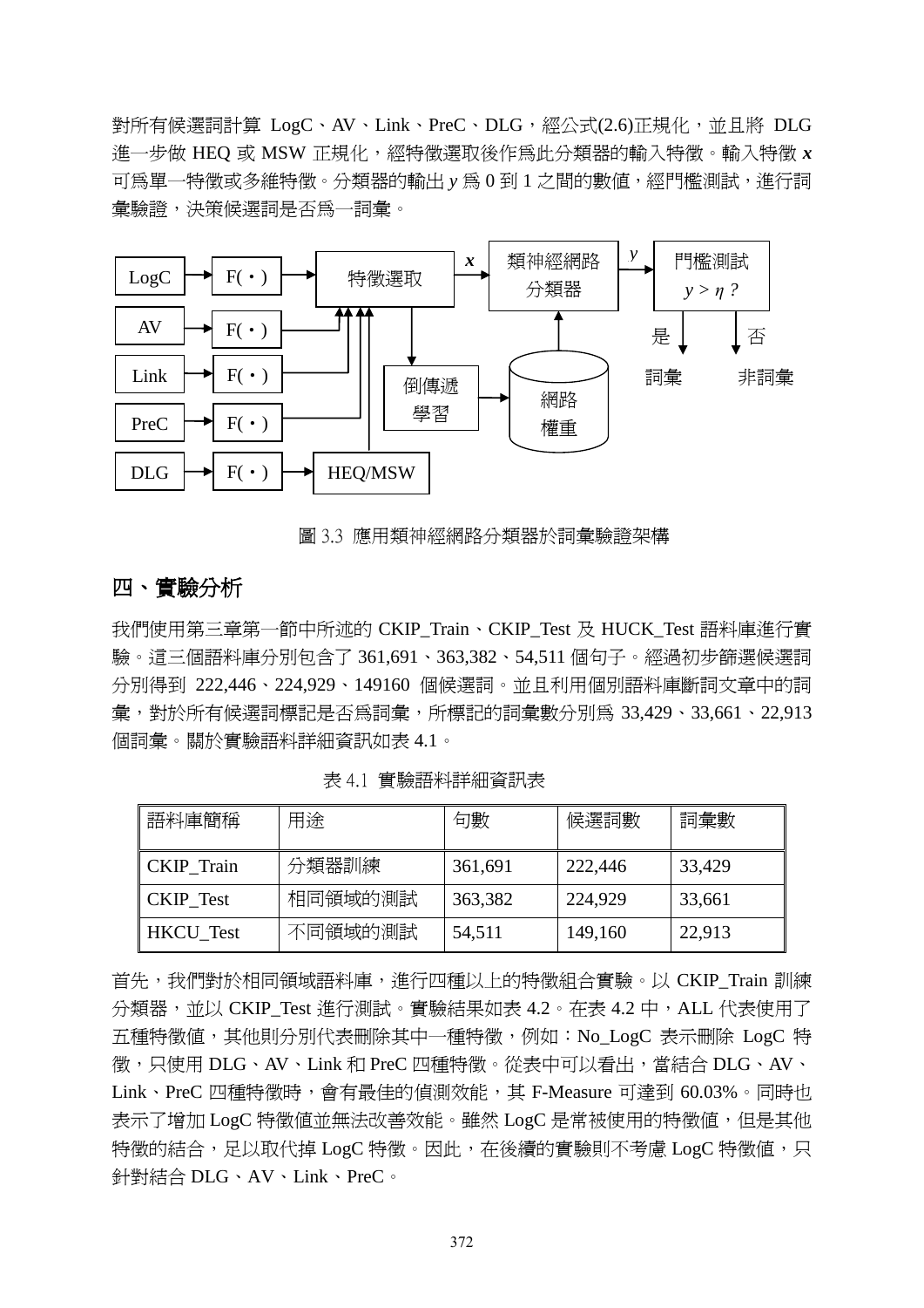對所有候選詞計算 LogC、AV、Link、PreC、DLG，經公式(2.6)正規化，並且將 DLG 進一步做 HEQ 或 MSW 正規化，經特徵選取後作爲此分類器的輸入特徵。輸入特徵 $\boldsymbol{x}$ 可爲單一特徵或多維特徵。分類器的輸出 $y$ 爲 0 到 1 之間的數值，經門檻測試，進行詞彙驗證，決策候選詞是否爲一詞彙。

圖 3.3 應用類神經網路分類器於詞彙驗證架構

## 四、實驗分析

我們使用第三章第一節中所述的 CKIP_Train、CKIP_Test 及 HUCK_Test 語料庫進行實驗。這三個語料庫分別包含了 361,691、363,382、54,511 個句子。經過初步篩選候選詞分別得到 222,446、224,929、149160 個候選詞。並且利用個別語料庫斷詞文章中的詞彙，對於所有候選詞標記是否爲詞彙，所標記的詞彙數分別爲 33,429、33,661、22,913 個詞彙。關於實驗語料詳細資訊如表 4.1。

表 4.1 實驗語料詳細資訊表

| 語料庫簡稱 | 用途 | 句數 | 候選詞數 | 詞彙數 |
|---|---|---|---|---|
| CKIP_Train | 分類器訓練 | 361,691 | 222,446 | 33,429 |
| CKIP_Test | 相同領域的測試 | 363,382 | 224,929 | 33,661 |
| HKCU_Test | 不同領域的測試 | 54,511 | 149,160 | 22,913 |

首先，我們對於相同領域語料庫，進行四種以上的特徵組合實驗。以 CKIP_Train 訓練分類器，並以 CKIP_Test 進行測試。實驗結果如表 4.2。在表 4.2 中，ALL 代表使用了五種特徵值，其他則分別代表刪除其中一種特徵，例如：No_LogC 表示刪除 LogC 特徵，只使用 DLG、AV、Link 和 PreC 四種特徵。從表中可以看出，當結合 DLG、AV、Link、PreC 四種特徵時，會有最佳的偵測效能，其 F-Measure 可達到 60.03%。同時也表示了增加 LogC 特徵值並無法改善效能。雖然 LogC 是常被使用的特徵值，但是其他特徵的結合，足以取代掉 LogC 特徵。因此，在後續的實驗則不考慮 LogC 特徵值，只針對結合 DLG、AV、Link、PreC。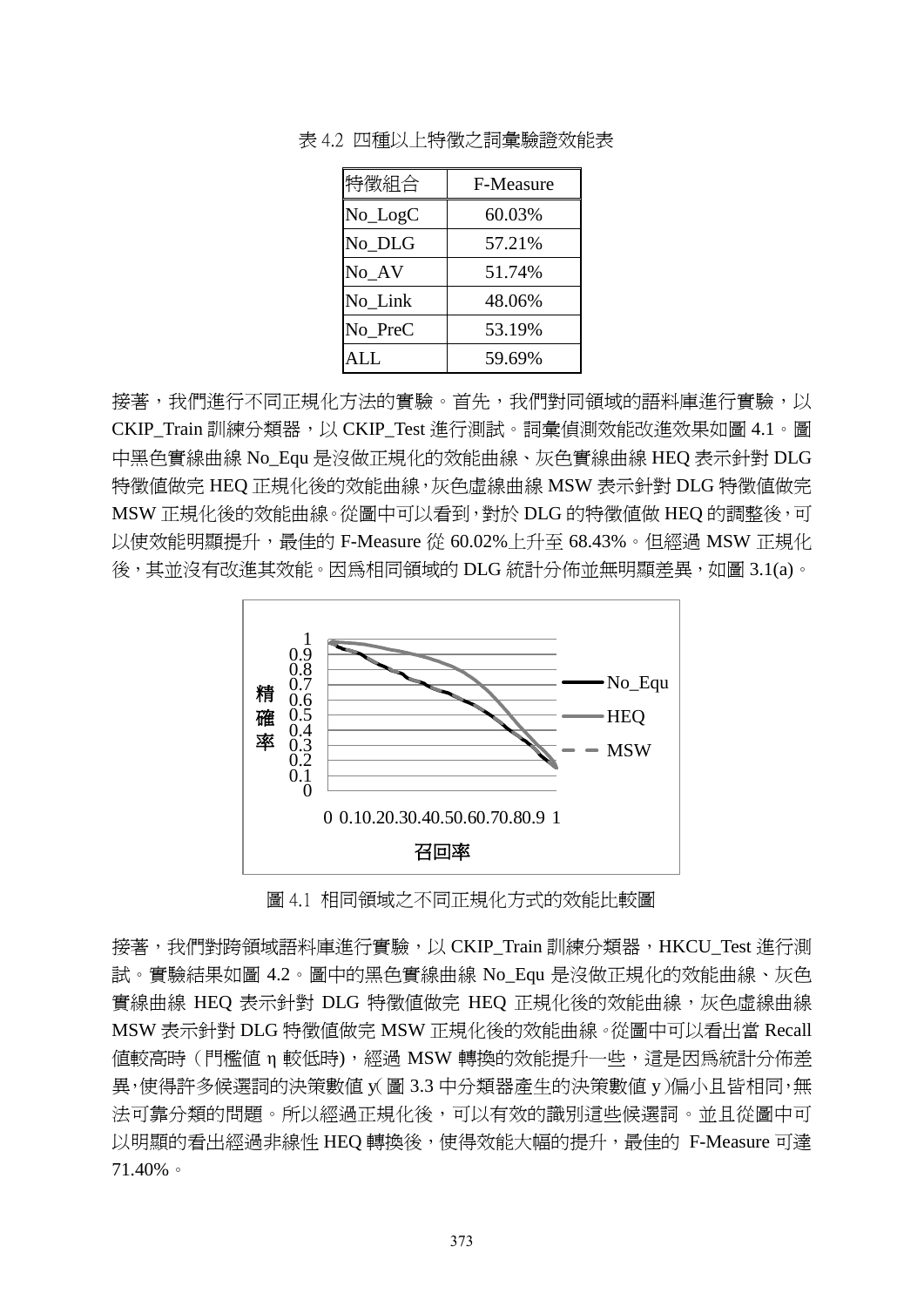表 4.2 四種以上特徵之詞彙驗證效能表

| 特徵組合 | F-Measure |
| --- | --- |
| No_LogC | 60.03% |
| No_DLG | 57.21% |
| No_AV | 51.74% |
| No_Link | 48.06% |
| No_PreC | 53.19% |
| ALL | 59.69% |

接著，我們進行不同正規化方法的實驗。首先，我們對同領域的語料庫進行實驗，以 CKIP_Train 訓練分類器，以 CKIP_Test 進行測試。詞彙偵測效能改進效果如圖 4.1。圖中黑色實線曲線 No_Equ 是沒做正規化的效能曲線、灰色實線曲線 HEQ 表示針對 DLG 特徵值做完 HEQ 正規化後的效能曲線，灰色虛線曲線 MSW 表示針對 DLG 特徵值做完 MSW 正規化後的效能曲線。從圖中可以看到，對於 DLG 的特徵值做 HEQ 的調整後，可以使效能明顯提升，最佳的 F-Measure 從 60.02%上升至 68.43%。但經過 MSW 正規化後，其並沒有改進其效能。因為相同領域的 DLG 統計分佈並無明顯差異，如圖 3.1(a)。

圖 4.1 相同領域之不同正規化方式的效能比較圖

接著，我們對跨領域語料庫進行實驗，以 CKIP_Train 訓練分類器，HKCU_Test 進行測試。實驗結果如圖 4.2。圖中的黑色實線曲線 No_Equ 是沒做正規化的效能曲線、灰色實線曲線 HEQ 表示針對 DLG 特徵值做完 HEQ 正規化後的效能曲線，灰色虛線曲線 MSW 表示針對 DLG 特徵值做完 MSW 正規化後的效能曲線。從圖中可以看出當 Recall 值較高時（門檻值 η 較低時)，經過 MSW 轉換的效能提升一些，這是因為統計分佈差異，使得許多候選詞的決策數值 y( 圖 3.3 中分類器產生的決策數值 y )偏小且皆相同，無法可靠分類的問題。所以經過正規化後，可以有效的識別這些候選詞。並且從圖中可以明顯的看出經過非線性 HEQ 轉換後，使得效能大幅的提升，最佳的 F-Measure 可達 71.40%。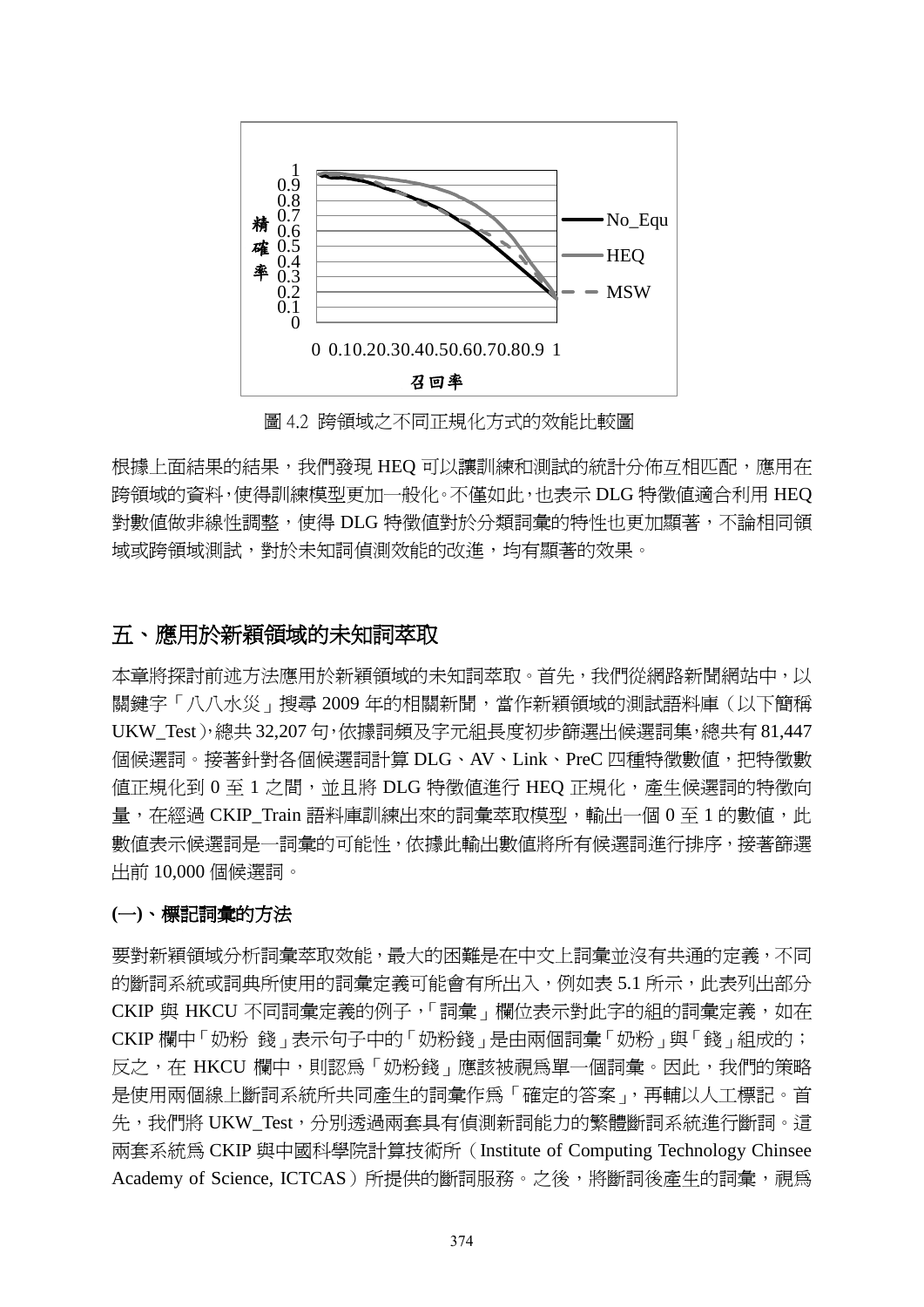圖 4.2 跨領域之不同正規化方式的效能比較圖

根據上面結果的結果，我們發現 HEQ 可以讓訓練和測試的統計分佈互相匹配，應用在跨領域的資料，使得訓練模型更加一般化。不僅如此，也表示 DLG 特徵值適合利用 HEQ 對數值做非線性調整，使得 DLG 特徵值對於分類詞彙的特性也更加顯著，不論相同領域或跨領域測試，對於未知詞偵測效能的改進，均有顯著的效果。

## 五、應用於新穎領域的未知詞萃取

本章將探討前述方法應用於新穎領域的未知詞萃取。首先，我們從網路新聞網站中，以關鍵字「八八水災」搜尋 2009 年的相關新聞，當作新穎領域的測試語料庫（以下簡稱 UKW_Test），總共 32,207 句，依據詞頻及字元組長度初步篩選出候選詞集，總共有 81,447 個候選詞。接著針對各個候選詞計算 DLG、AV、Link、PreC 四種特徵數值，把特徵數值正規化到 0 至 1 之間，並且將 DLG 特徵值進行 HEQ 正規化，產生候選詞的特徵向量，在經過 CKIP_Train 語料庫訓練出來的詞彙萃取模型，輸出一個 0 至 1 的數值，此數值表示候選詞是一詞彙的可能性，依據此輸出數值將所有候選詞進行排序，接著篩選出前 10,000 個候選詞。

### (一)、標記詞彙的方法

要對新穎領域分析詞彙萃取效能，最大的困難是在中文上詞彙並沒有共通的定義，不同的斷詞系統或詞典所使用的詞彙定義可能會有所出入，例如表 5.1 所示，此表列出部分 CKIP 與 HKCU 不同詞彙定義的例子，「詞彙」欄位表示對此字的組的詞彙定義，如在 CKIP 欄中「奶粉 錢」表示句子中的「奶粉錢」是由兩個詞彙「奶粉」與「錢」組成的；反之，在 HKCU 欄中，則認爲「奶粉錢」應該被視爲單一個詞彙。因此，我們的策略是使用兩個線上斷詞系統所共同產生的詞彙作爲「確定的答案」，再輔以人工標記。首先，我們將 UKW_Test，分別透過兩套具有偵測新詞能力的繁體斷詞系統進行斷詞。這兩套系統爲 CKIP 與中國科學院計算技術所（Institute of Computing Technology Chinsee Academy of Science, ICTCAS）所提供的斷詞服務。之後，將斷詞後產生的詞彙，視爲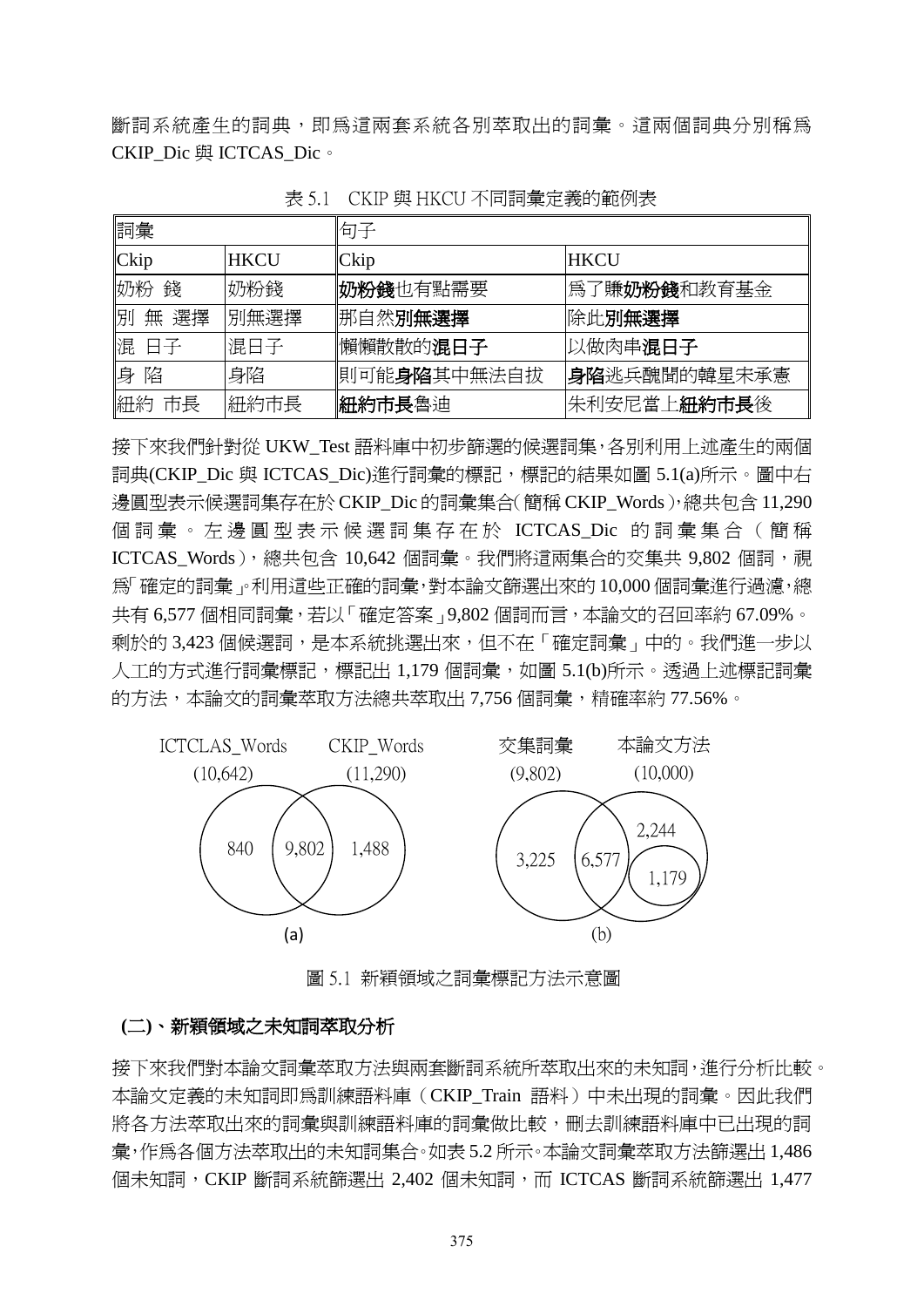斷詞系統產生的詞典，即爲這兩套系統各別萃取出的詞彙。這兩個詞典分別稱爲 CKIP_Dic 與 ICTCAS_Dic。

表 5.1　CKIP 與 HKCU 不同詞彙定義的範例表

| 詞彙 | | 句子 | |
|---|---|---|---|
| Ckip | HKCU | Ckip | HKCU |
| 奶粉 錢 | 奶粉錢 | **奶粉錢**也有點需要 | 爲了賺**奶粉錢**和教育基金 |
| 別 無 選擇 | 別無選擇 | 那自然**別無選擇** | 除此**別無選擇** |
| 混 日子 | 混日子 | 懶懶散散的**混日子** | 以做肉串**混日子** |
| 身 陷 | 身陷 | 則可能**身陷**其中無法自拔 | **身陷**逃兵醜聞的韓星宋承憲 |
| 紐約 市長 | 紐約市長 | **紐約市長**魯迪 | 朱利安尼當上**紐約市長**後 |

接下來我們針對從 UKW_Test 語料庫中初步篩選的候選詞集，各別利用上述產生的兩個詞典(CKIP_Dic 與 ICTCAS_Dic)進行詞彙的標記，標記的結果如圖 5.1(a)所示。圖中右邊圓型表示候選詞集存在於 CKIP_Dic 的詞彙集合(簡稱 CKIP_Words)，總共包含 11,290 個詞彙。左邊圓型表示候選詞集存在於 ICTCAS_Dic 的詞彙集合(簡稱 ICTCAS_Words)，總共包含 10,642 個詞彙。我們將這兩集合的交集共 9,802 個詞，視爲「確定的詞彙」。利用這些正確的詞彙，對本論文篩選出來的 10,000 個詞彙進行過濾，總共有 6,577 個相同詞彙，若以「確定答案」9,802 個詞而言，本論文的召回率約 67.09%。剩於的 3,423 個候選詞，是本系統挑選出來，但不在「確定詞彙」中的。我們進一步以人工的方式進行詞彙標記，標記出 1,179 個詞彙，如圖 5.1(b)所示。透過上述標記詞彙的方法，本論文的詞彙萃取方法總共萃取出 7,756 個詞彙，精確率約 77.56%。

圖 5.1 新穎領域之詞彙標記方法示意圖

### (二)、新穎領域之未知詞萃取分析

接下來我們對本論文詞彙萃取方法與兩套斷詞系統所萃取出來的未知詞，進行分析比較。本論文定義的未知詞即爲訓練語料庫（CKIP_Train 語料）中未出現的詞彙。因此我們將各方法萃取出來的詞彙與訓練語料庫的詞彙做比較，刪去訓練語料庫中已出現的詞彙，作爲各個方法萃取出的未知詞集合。如表 5.2 所示。本論文詞彙萃取方法篩選出 1,486 個未知詞，CKIP 斷詞系統篩選出 2,402 個未知詞，而 ICTCAS 斷詞系統篩選出 1,477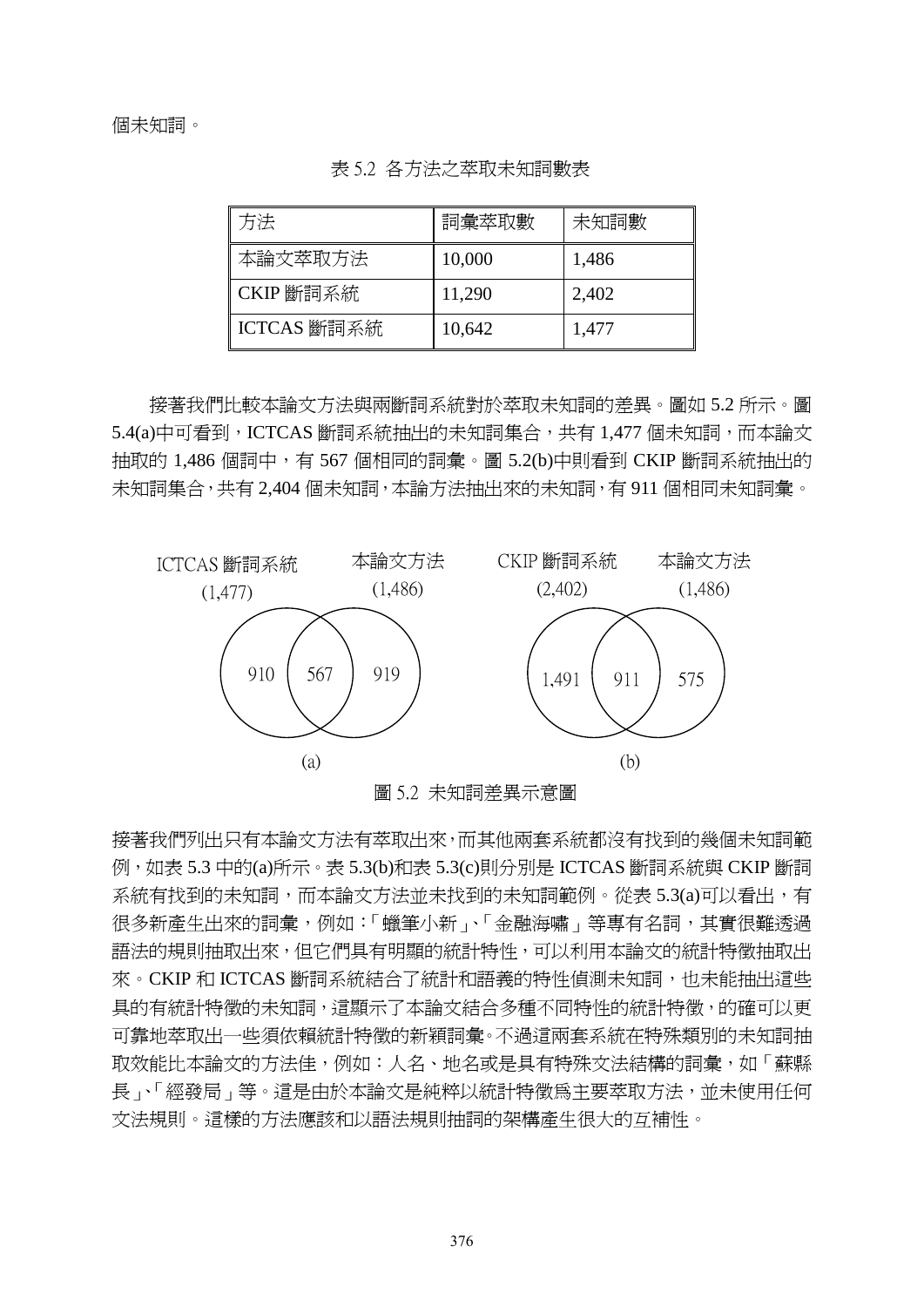個未知詞。

表 5.2 各方法之萃取未知詞數表

| 方法 | 詞彙萃取數 | 未知詞數 |
| --- | --- | --- |
| 本論文萃取方法 | 10,000 | 1,486 |
| CKIP 斷詞系統 | 11,290 | 2,402 |
| ICTCAS 斷詞系統 | 10,642 | 1,477 |

接著我們比較本論文方法與兩斷詞系統對於萃取未知詞的差異。圖如 5.2 所示。圖 5.4(a)中可看到，ICTCAS 斷詞系統抽出的未知詞集合，共有 1,477 個未知詞，而本論文抽取的 1,486 個詞中，有 567 個相同的詞彙。圖 5.2(b)中則看到 CKIP 斷詞系統抽出的未知詞集合，共有 2,404 個未知詞，本論方法抽出來的未知詞，有 911 個相同未知詞彙。

ICTCAS 斷詞系統 (1,477)　本論文方法 (1,486)　CKIP 斷詞系統 (2,402)　本論文方法 (1,486)

910　567　919　1,491　911　575

(a)　(b)

圖 5.2 未知詞差異示意圖

接著我們列出只有本論文方法有萃取出來，而其他兩套系統都沒有找到的幾個未知詞範例，如表 5.3 中的(a)所示。表 5.3(b)和表 5.3(c)則分別是 ICTCAS 斷詞系統與 CKIP 斷詞系統有找到的未知詞，而本論文方法並未找到的未知詞範例。從表 5.3(a)可以看出，有很多新產生出來的詞彙，例如：「蠟筆小新」、「金融海嘯」等專有名詞，其實很難透過語法的規則抽取出來，但它們具有明顯的統計特性，可以利用本論文的統計特徵抽取出來。CKIP 和 ICTCAS 斷詞系統結合了統計和語義的特性偵測未知詞，也未能抽出這些具的有統計特徵的未知詞，這顯示了本論文結合多種不同特性的統計特徵，的確可以更可靠地萃取出一些須依賴統計特徵的新穎詞彙。不過這兩套系統在特殊類別的未知詞抽取效能比本論文的方法佳，例如：人名、地名或是具有特殊文法結構的詞彙，如「蘇縣長」、「經發局」等。這是由於本論文是純粹以統計特徵爲主要萃取方法，並未使用任何文法規則。這樣的方法應該和以語法規則抽詞的架構產生很大的互補性。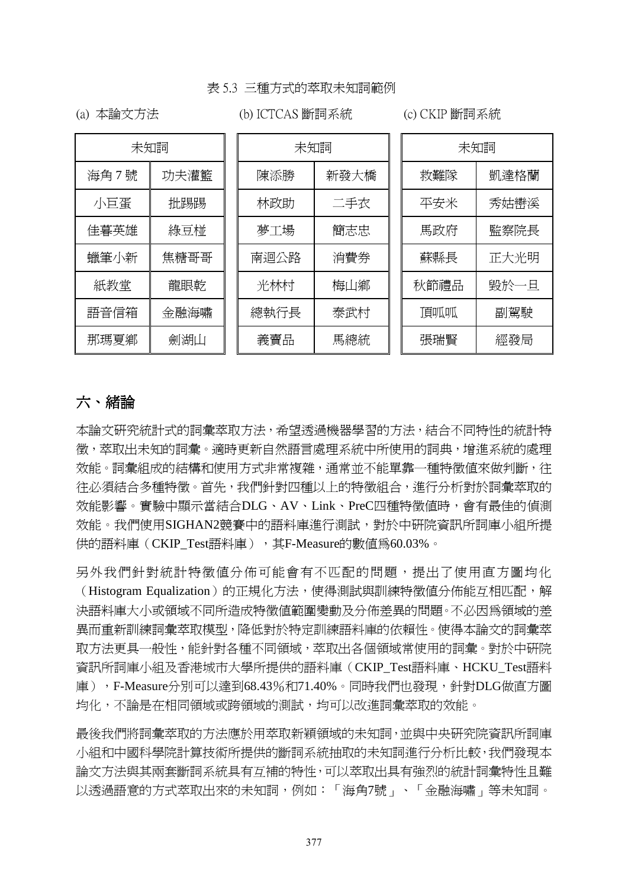表 5.3 三種方式的萃取未知詞範例

(a) 本論文方法

| 未知詞 | |
|---|---|
| 海角 7 號 | 功夫灌籃 |
| 小巨蛋 | 批踢踢 |
| 佳碁英雄 | 綠豆椪 |
| 蠟筆小新 | 焦糖哥哥 |
| 紙教堂 | 龍眼乾 |
| 語音信箱 | 金融海嘯 |
| 那瑪夏鄉 | 劍湖山 |

(b) ICTCAS 斷詞系統

| 未知詞 | |
|---|---|
| 陳添勝 | 新發大橋 |
| 林政助 | 二手衣 |
| 夢工場 | 簡志忠 |
| 南迴公路 | 消費券 |
| 光林村 | 梅山鄉 |
| 總執行長 | 泰武村 |
| 義賣品 | 馬總統 |

(c) CKIP 斷詞系統

| 未知詞 | |
|---|---|
| 救難隊 | 凱達格蘭 |
| 平安米 | 秀姑巒溪 |
| 馬政府 | 監察院長 |
| 蘇縣長 | 正大光明 |
| 秋節禮品 | 毀於一旦 |
| 頂呱呱 | 副駕駛 |
| 張瑞賢 | 經發局 |

## 六、緒論

本論文研究統計式的詞彙萃取方法，希望透過機器學習的方法，結合不同特性的統計特徵，萃取出未知的詞彙。適時更新自然語言處理系統中所使用的詞典，增進系統的處理效能。詞彙組成的結構和使用方式非常複雜，通常並不能單靠一種特徵值來做判斷，往往必須結合多種特徵。首先，我們針對四種以上的特徵組合，進行分析對於詞彙萃取的效能影響。實驗中顯示當結合DLG、AV、Link、PreC四種特徵值時，會有最佳的偵測效能。我們使用SIGHAN2競賽中的語料庫進行測試，對於中研院資訊所詞庫小組所提供的語料庫（CKIP_Test語料庫），其F-Measure的數值為60.03%。

另外我們針對統計特徵值分佈可能會有不匹配的問題，提出了使用直方圖均化（Histogram Equalization）的正規化方法，使得測試與訓練特徵值分佈能互相匹配，解決語料庫大小或領域不同所造成特徵值範圍變動及分佈差異的問題。不必因為領域的差異而重新訓練詞彙萃取模型，降低對於特定訓練語料庫的依賴性。使得本論文的詞彙萃取方法更具一般性，能針對各種不同領域，萃取出各個領域常使用的詞彙。對於中研院資訊所詞庫小組及香港城市大學所提供的語料庫（CKIP_Test語料庫、HCKU_Test語料庫），F-Measure分別可以達到68.43%和71.40%。同時我們也發現，針對DLG做直方圖均化，不論是在相同領域或跨領域的測試，均可以改進詞彙萃取的效能。

最後我們將詞彙萃取的方法應於用萃取新穎領域的未知詞，並與中央研究院資訊所詞庫小組和中國科學院計算技術所提供的斷詞系統抽取的未知詞進行分析比較，我們發現本論文方法與其兩套斷詞系統具有互補的特性，可以萃取出具有強烈的統計詞彙特性且難以透過語意的方式萃取出來的未知詞，例如：「海角7號」、「金融海嘯」等未知詞。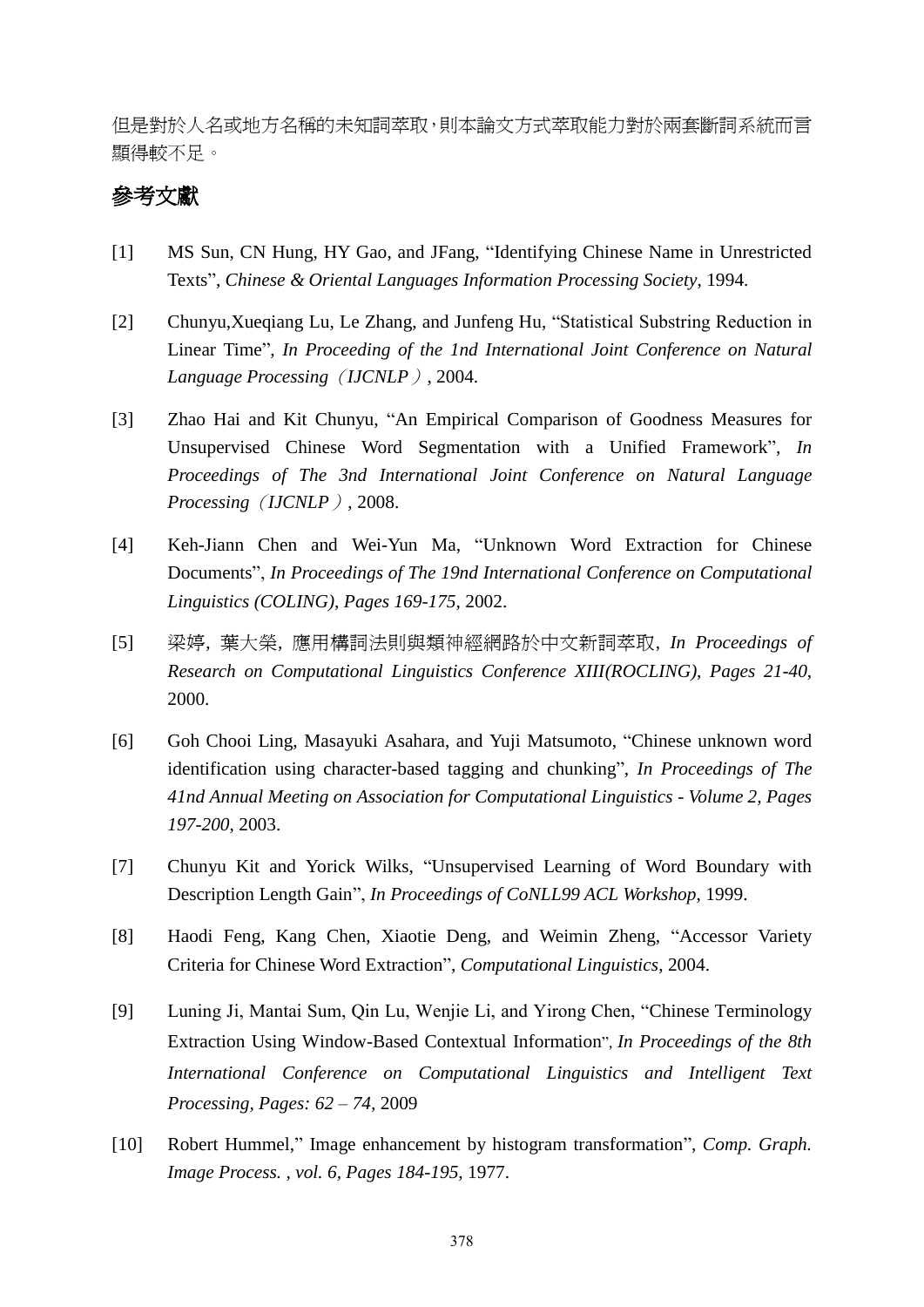但是對於人名或地方名稱的未知詞萃取，則本論文方式萃取能力對於兩套斷詞系統而言顯得較不足。

## 參考文獻

[1] MS Sun, CN Hung, HY Gao, and JFang, "Identifying Chinese Name in Unrestricted Texts", *Chinese & Oriental Languages Information Processing Society*, 1994.

[2] Chunyu,Xueqiang Lu, Le Zhang, and Junfeng Hu, "Statistical Substring Reduction in Linear Time", *In Proceeding of the 1nd International Joint Conference on Natural Language Processing（IJCNLP）*, 2004.

[3] Zhao Hai and Kit Chunyu, "An Empirical Comparison of Goodness Measures for Unsupervised Chinese Word Segmentation with a Unified Framework", *In Proceedings of The 3nd International Joint Conference on Natural Language Processing（IJCNLP）*, 2008.

[4] Keh-Jiann Chen and Wei-Yun Ma, "Unknown Word Extraction for Chinese Documents", *In Proceedings of The 19nd International Conference on Computational Linguistics (COLING), Pages 169-175*, 2002.

[5] 梁婷, 葉大榮, 應用構詞法則與類神經網路於中文新詞萃取, *In Proceedings of Research on Computational Linguistics Conference XIII(ROCLING), Pages 21-40*, 2000.

[6] Goh Chooi Ling, Masayuki Asahara, and Yuji Matsumoto, "Chinese unknown word identification using character-based tagging and chunking", *In Proceedings of The 41nd Annual Meeting on Association for Computational Linguistics - Volume 2, Pages 197-200*, 2003.

[7] Chunyu Kit and Yorick Wilks, "Unsupervised Learning of Word Boundary with Description Length Gain", *In Proceedings of CoNLL99 ACL Workshop*, 1999.

[8] Haodi Feng, Kang Chen, Xiaotie Deng, and Weimin Zheng, "Accessor Variety Criteria for Chinese Word Extraction", *Computational Linguistics*, 2004.

[9] Luning Ji, Mantai Sum, Qin Lu, Wenjie Li, and Yirong Chen, "Chinese Terminology Extraction Using Window-Based Contextual Information", *In Proceedings of the 8th International Conference on Computational Linguistics and Intelligent Text Processing, Pages: 62 – 74*, 2009

[10] Robert Hummel," Image enhancement by histogram transformation", *Comp. Graph. Image Process. , vol. 6, Pages 184-195*, 1977.